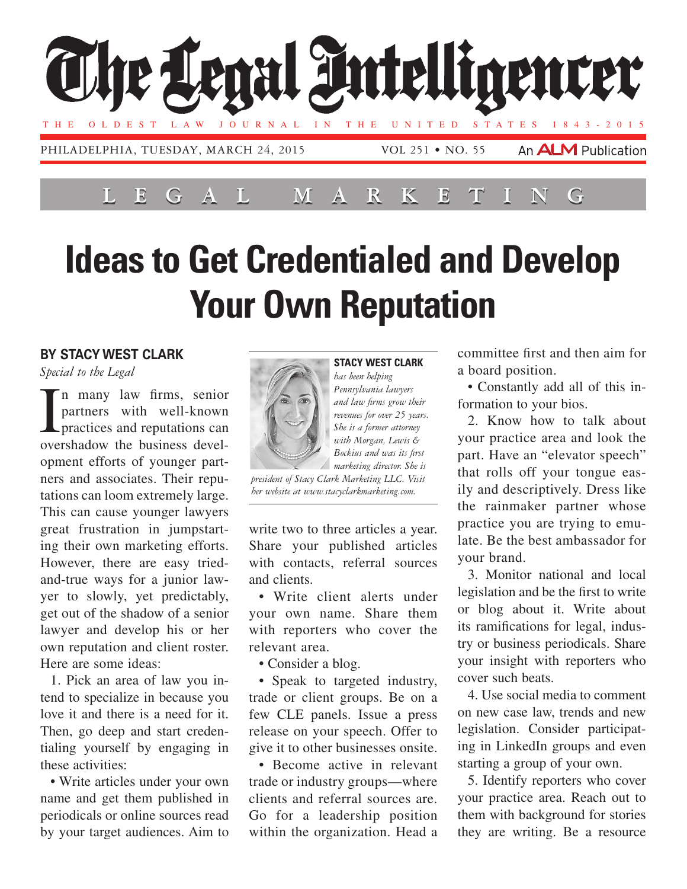# Ideas to Get Credentialed and Develop Your Own Reputation

**BY STACY WEST CLARK**

*Special to the Legal*

**STACY WEST CLARK** *has been helping Pennsylvania lawyers and law firms grow their revenues for over 25 years. She is a former attorney with Morgan, Lewis & Bockius and was its first marketing director. She is president of Stacy Clark Marketing LLC. Visit her website at www.stacyclarkmarketing.com.*

In many law firms, senior partners with well-known practices and reputations can overshadow the business development efforts of younger partners and associates. Their reputations can loom extremely large. This can cause younger lawyers great frustration in jumpstarting their own marketing efforts. However, there are easy tried-and-true ways for a junior lawyer to slowly, yet predictably, get out of the shadow of a senior lawyer and develop his or her own reputation and client roster. Here are some ideas:

1. Pick an area of law you intend to specialize in because you love it and there is a need for it. Then, go deep and start credentialing yourself by engaging in these activities:

- Write articles under your own name and get them published in periodicals or online sources read by your target audiences. Aim to write two to three articles a year. Share your published articles with contacts, referral sources and clients.
- Write client alerts under your own name. Share them with reporters who cover the relevant area.
- Consider a blog.
- Speak to targeted industry, trade or client groups. Be on a few CLE panels. Issue a press release on your speech. Offer to give it to other businesses onsite.
- Become active in relevant trade or industry groups—where clients and referral sources are. Go for a leadership position within the organization. Head a committee first and then aim for a board position.
- Constantly add all of this information to your bios.

2. Know how to talk about your practice area and look the part. Have an "elevator speech" that rolls off your tongue easily and descriptively. Dress like the rainmaker partner whose practice you are trying to emulate. Be the best ambassador for your brand.

3. Monitor national and local legislation and be the first to write or blog about it. Write about its ramifications for legal, industry or business periodicals. Share your insight with reporters who cover such beats.

4. Use social media to comment on new case law, trends and new legislation. Consider participating in LinkedIn groups and even starting a group of your own.

5. Identify reporters who cover your practice area. Reach out to them with background for stories they are writing. Be a resource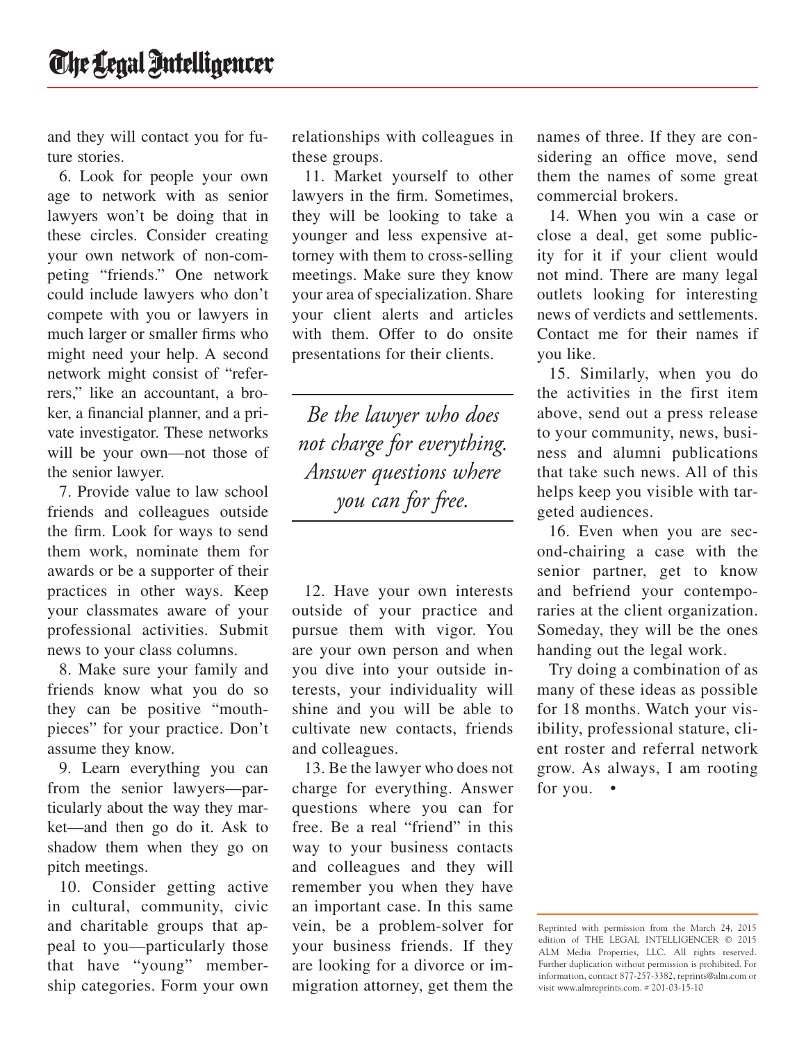and they will contact you for future stories.

6. Look for people your own age to network with as senior lawyers won't be doing that in these circles. Consider creating your own network of non-competing "friends." One network could include lawyers who don't compete with you or lawyers in much larger or smaller firms who might need your help. A second network might consist of "referrers," like an accountant, a broker, a financial planner, and a private investigator. These networks will be your own—not those of the senior lawyer.

7. Provide value to law school friends and colleagues outside the firm. Look for ways to send them work, nominate them for awards or be a supporter of their practices in other ways. Keep your classmates aware of your professional activities. Submit news to your class columns.

8. Make sure your family and friends know what you do so they can be positive "mouthpieces" for your practice. Don't assume they know.

9. Learn everything you can from the senior lawyers—particularly about the way they market—and then go do it. Ask to shadow them when they go on pitch meetings.

10. Consider getting active in cultural, community, civic and charitable groups that appeal to you—particularly those that have "young" membership categories. Form your own relationships with colleagues in these groups.

11. Market yourself to other lawyers in the firm. Sometimes, they will be looking to take a younger and less expensive attorney with them to cross-selling meetings. Make sure they know your area of specialization. Share your client alerts and articles with them. Offer to do onsite presentations for their clients.

*Be the lawyer who does not charge for everything. Answer questions where you can for free.*

12. Have your own interests outside of your practice and pursue them with vigor. You are your own person and when you dive into your outside interests, your individuality will shine and you will be able to cultivate new contacts, friends and colleagues.

13. Be the lawyer who does not charge for everything. Answer questions where you can for free. Be a real "friend" in this way to your business contacts and colleagues and they will remember you when they have an important case. In this same vein, be a problem-solver for your business friends. If they are looking for a divorce or immigration attorney, get them the names of three. If they are considering an office move, send them the names of some great commercial brokers.

14. When you win a case or close a deal, get some publicity for it if your client would not mind. There are many legal outlets looking for interesting news of verdicts and settlements. Contact me for their names if you like.

15. Similarly, when you do the activities in the first item above, send out a press release to your community, news, business and alumni publications that take such news. All of this helps keep you visible with targeted audiences.

16. Even when you are second-chairing a case with the senior partner, get to know and befriend your contemporaries at the client organization. Someday, they will be the ones handing out the legal work.

Try doing a combination of as many of these ideas as possible for 18 months. Watch your visibility, professional stature, client roster and referral network grow. As always, I am rooting for you. •

Reprinted with permission from the March 24, 2015 edition of THE LEGAL INTELLIGENCER © 2015 ALM Media Properties, LLC. All rights reserved. Further duplication without permission is prohibited. For information, contact 877-257-3382, reprints@alm.com or visit www.almreprints.com. # 201-03-15-10